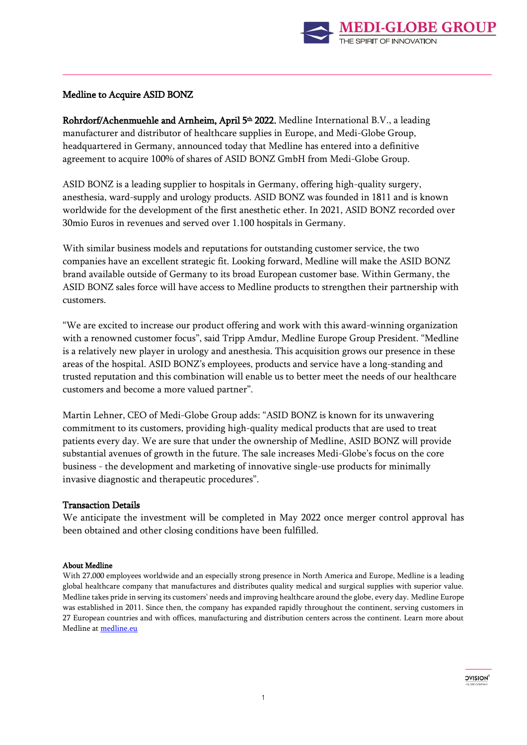## Medline to Acquire ASID BONZ

**Rohrdorf/Achenmuehle and Arnheim, April 5th 2022.** Medline International B.V., a leading manufacturer and distributor of healthcare supplies in Europe, and Medi-Globe Group, headquartered in Germany, announced today that Medline has entered into a definitive agreement to acquire 100% of shares of ASID BONZ GmbH from Medi-Globe Group.

ASID BONZ is a leading supplier to hospitals in Germany, offering high-quality surgery, anesthesia, ward-supply and urology products. ASID BONZ was founded in 1811 and is known worldwide for the development of the first anesthetic ether. In 2021, ASID BONZ recorded over 30mio Euros in revenues and served over 1.100 hospitals in Germany.

With similar business models and reputations for outstanding customer service, the two companies have an excellent strategic fit. Looking forward, Medline will make the ASID BONZ brand available outside of Germany to its broad European customer base. Within Germany, the ASID BONZ sales force will have access to Medline products to strengthen their partnership with customers.

"We are excited to increase our product offering and work with this award-winning organization with a renowned customer focus", said Tripp Amdur, Medline Europe Group President. "Medline is a relatively new player in urology and anesthesia. This acquisition grows our presence in these areas of the hospital. ASID BONZ's employees, products and service have a long-standing and trusted reputation and this combination will enable us to better meet the needs of our healthcare customers and become a more valued partner".

Martin Lehner, CEO of Medi-Globe Group adds: "ASID BONZ is known for its unwavering commitment to its customers, providing high-quality medical products that are used to treat patients every day. We are sure that under the ownership of Medline, ASID BONZ will provide substantial avenues of growth in the future. The sale increases Medi-Globe's focus on the core business - the development and marketing of innovative single-use products for minimally invasive diagnostic and therapeutic procedures".

### Transaction Details

We anticipate the investment will be completed in May 2022 once merger control approval has been obtained and other closing conditions have been fulfilled.

#### About Medline

With 27,000 employees worldwide and an especially strong presence in North America and Europe, Medline is a leading global healthcare company that manufactures and distributes quality medical and surgical supplies with superior value. Medline takes pride in serving its customers' needs and improving healthcare around the globe, every day. Medline Europe was established in 2011. Since then, the company has expanded rapidly throughout the continent, serving customers in 27 European countries and with offices, manufacturing and distribution centers across the continent. Learn more about Medline at [medline.eu](medline.eu)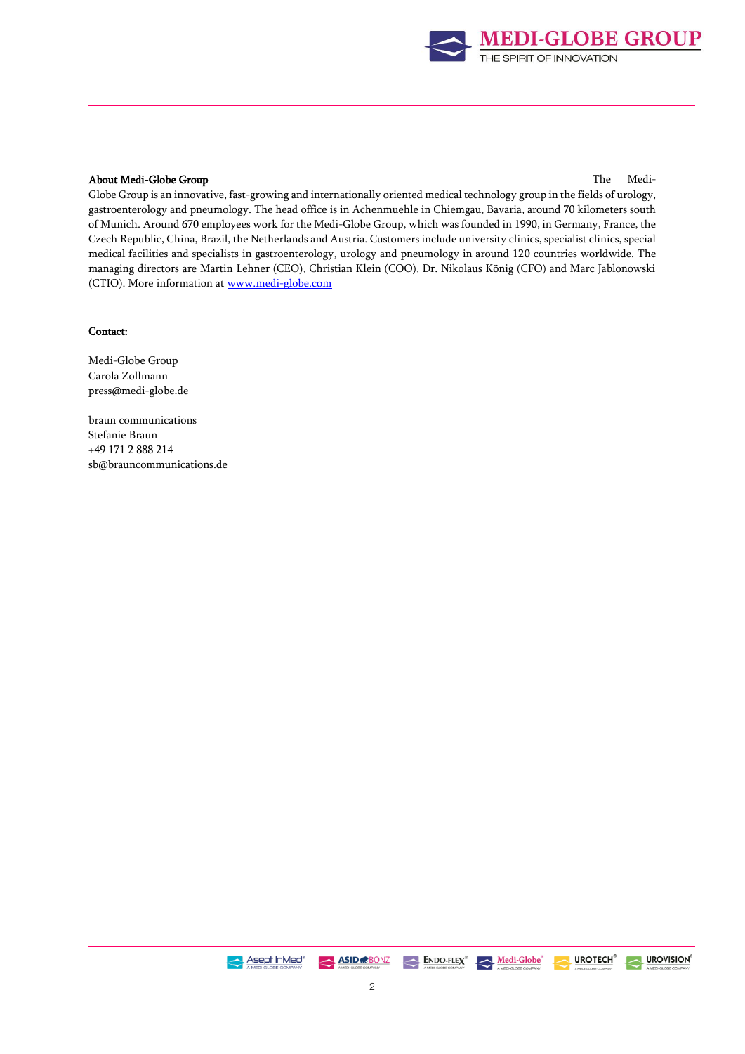**About Medi-Globe Group**

The Medi-Globe Group is an innovative, fast-growing and internationally oriented medical technology group in the fields of urology, gastroenterology and pneumology. The head office is in Achenmuehle in Chiemgau, Bavaria, around 70 kilometers south of Munich. Around 670 employees work for the Medi-Globe Group, which was founded in 1990, in Germany, France, the Czech Republic, China, Brazil, the Netherlands and Austria. Customers include university clinics, specialist clinics, special medical facilities and specialists in gastroenterology, urology and pneumology in around 120 countries worldwide. The managing directors are Martin Lehner (CEO), Christian Klein (COO), Dr. Nikolaus König (CFO) and Marc Jablonowski (CTIO). More information at [www.medi-globe.com](http://www.medi-globe.com)

**Contact:**

Medi-Globe Group
Carola Zollmann
press@medi-globe.de

braun communications
Stefanie Braun
+49 171 2 888 214
sb@brauncommunications.de